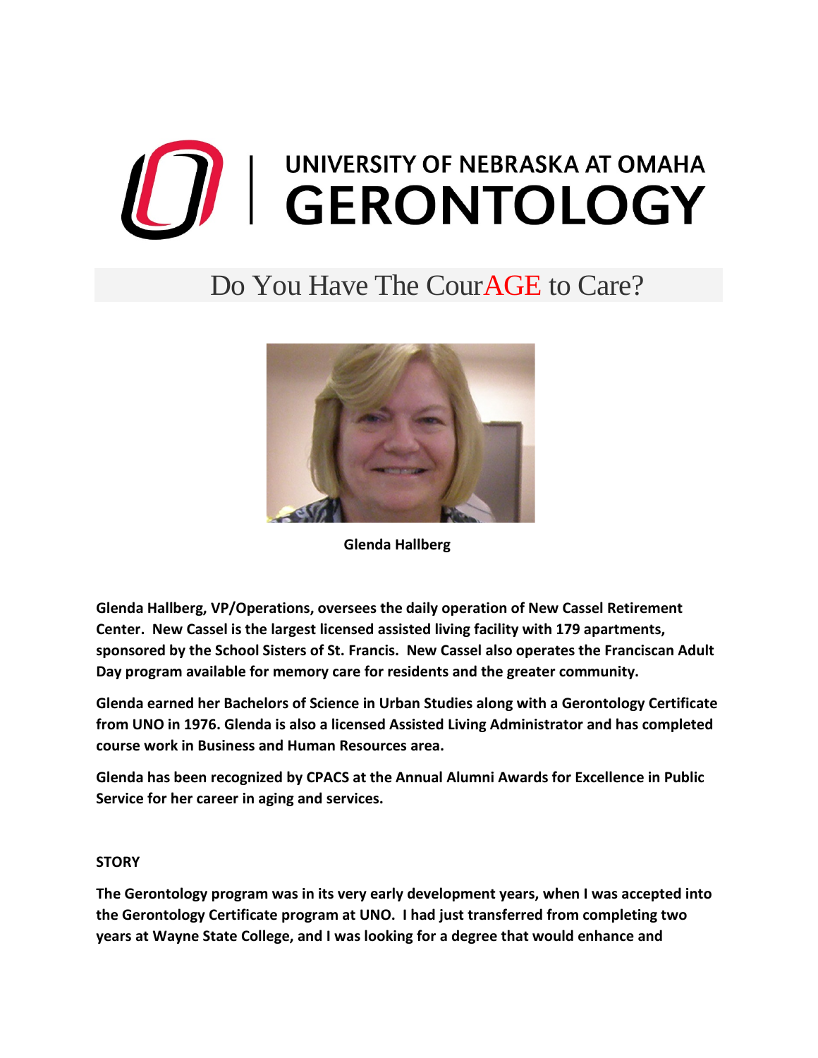# UNIVERSITY OF NEBRASKA AT OMAHA GERONTOLOGY

## Do You Have The CourAGE to Care?

**Glenda Hallberg**

**Glenda Hallberg, VP/Operations, oversees the daily operation of New Cassel Retirement Center. New Cassel is the largest licensed assisted living facility with 179 apartments, sponsored by the School Sisters of St. Francis. New Cassel also operates the Franciscan Adult Day program available for memory care for residents and the greater community.**

**Glenda earned her Bachelors of Science in Urban Studies along with a Gerontology Certificate from UNO in 1976. Glenda is also a licensed Assisted Living Administrator and has completed course work in Business and Human Resources area.**

**Glenda has been recognized by CPACS at the Annual Alumni Awards for Excellence in Public Service for her career in aging and services.**

**STORY**

**The Gerontology program was in its very early development years, when I was accepted into the Gerontology Certificate program at UNO. I had just transferred from completing two years at Wayne State College, and I was looking for a degree that would enhance and**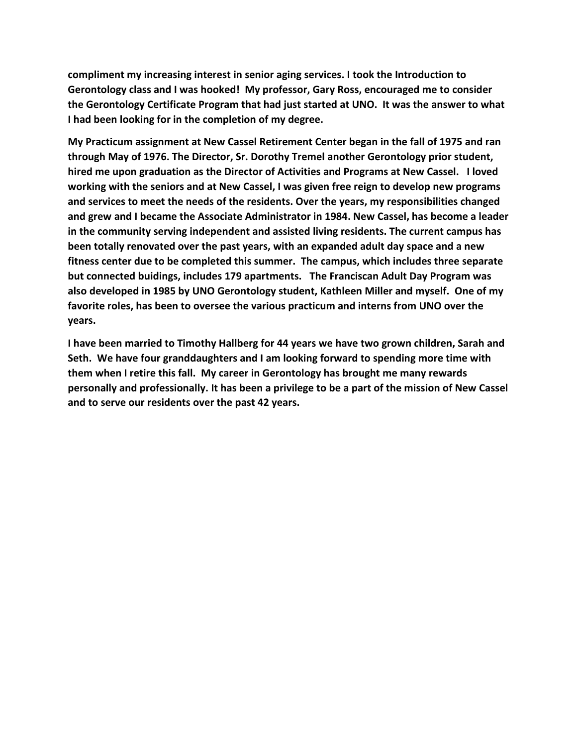**compliment my increasing interest in senior aging services. I took the Introduction to Gerontology class and I was hooked! My professor, Gary Ross, encouraged me to consider the Gerontology Certificate Program that had just started at UNO. It was the answer to what I had been looking for in the completion of my degree.**

**My Practicum assignment at New Cassel Retirement Center began in the fall of 1975 and ran through May of 1976. The Director, Sr. Dorothy Tremel another Gerontology prior student, hired me upon graduation as the Director of Activities and Programs at New Cassel. I loved working with the seniors and at New Cassel, I was given free reign to develop new programs and services to meet the needs of the residents. Over the years, my responsibilities changed and grew and I became the Associate Administrator in 1984. New Cassel, has become a leader in the community serving independent and assisted living residents. The current campus has been totally renovated over the past years, with an expanded adult day space and a new fitness center due to be completed this summer. The campus, which includes three separate but connected buidings, includes 179 apartments. The Franciscan Adult Day Program was also developed in 1985 by UNO Gerontology student, Kathleen Miller and myself. One of my favorite roles, has been to oversee the various practicum and interns from UNO over the years.**

**I have been married to Timothy Hallberg for 44 years we have two grown children, Sarah and Seth. We have four granddaughters and I am looking forward to spending more time with them when I retire this fall. My career in Gerontology has brought me many rewards personally and professionally. It has been a privilege to be a part of the mission of New Cassel and to serve our residents over the past 42 years.**